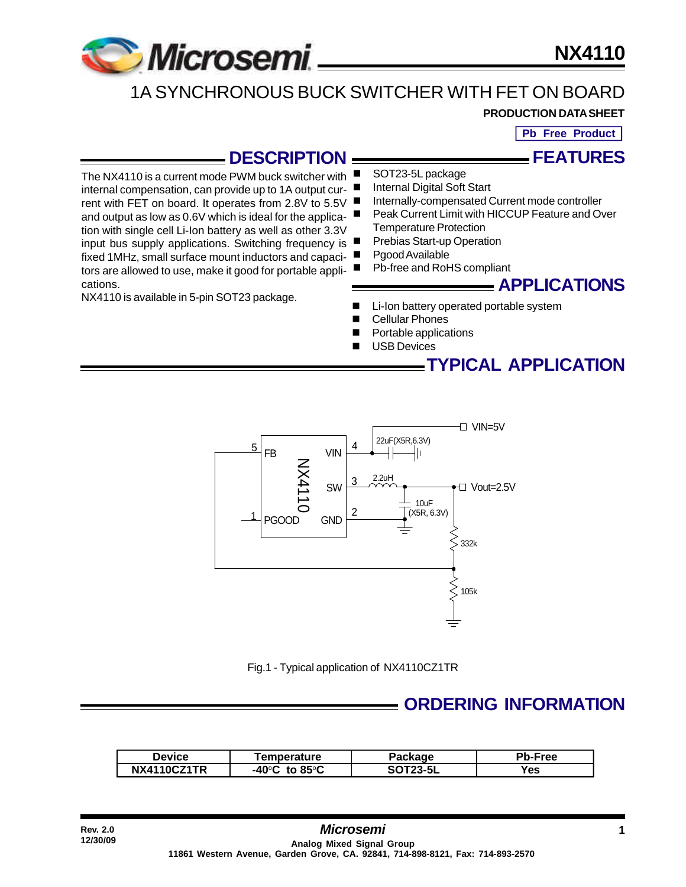# NX4110

## 1A SYNCHRONOUS BUCK SWITCHER WITH FET ON BOARD

**PRODUCTION DATA SHEET**

**Pb Free Product**

## DESCRIPTION

The NX4110 is a current mode PWM buck switcher with internal compensation, can provide up to 1A output current with FET on board. It operates from 2.8V to 5.5V and output as low as 0.6V which is ideal for the application with single cell Li-Ion battery as well as other 3.3V input bus supply applications. Switching frequency is fixed 1MHz, small surface mount inductors and capacitors are allowed to use, make it good for portable applications.

NX4110 is available in 5-pin SOT23 package.

## FEATURES

- SOT23-5L package
- Internal Digital Soft Start
- Internally-compensated Current mode controller
- Peak Current Limit with HICCUP Feature and Over Temperature Protection
- Prebias Start-up Operation
- Pgood Available
- Pb-free and RoHS compliant

## APPLICATIONS

- Li-Ion battery operated portable system
- Cellular Phones
- Portable applications
- USB Devices

## TYPICAL APPLICATION

Fig.1 - Typical application of NX4110CZ1TR

## ORDERING INFORMATION

| Device | Temperature | Package | Pb-Free |
|---|---|---|---|
| NX4110CZ1TR | -40°C to 85°C | SOT23-5L | Yes |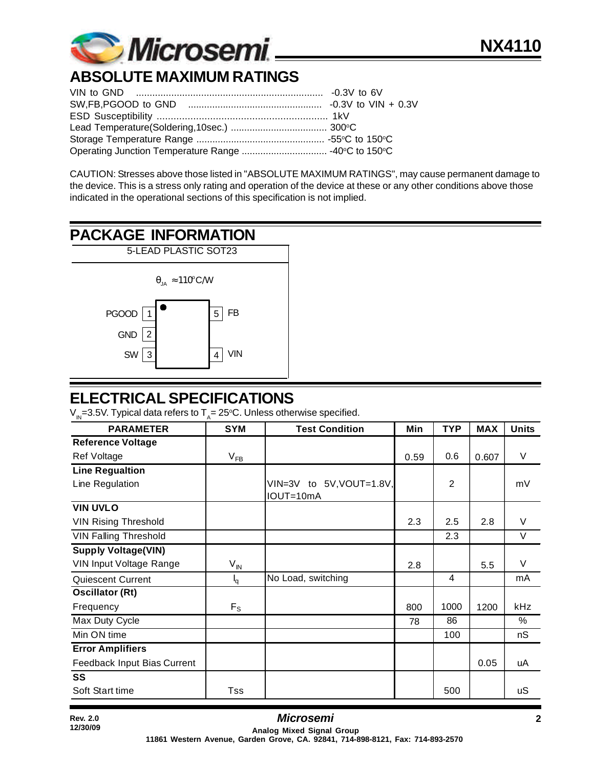## ABSOLUTE MAXIMUM RATINGS

VIN to GND ..................................................................... -0.3V to 6V
SW,FB,PGOOD to GND ................................................ -0.3V to VIN + 0.3V
ESD Susceptibility ................................................................ 1kV
Lead Temperature(Soldering,10sec.) .................................... 300°C
Storage Temperature Range ................................................ -55°C to 150°C
Operating Junction Temperature Range ................................ -40°C to 150°C

CAUTION: Stresses above those listed in "ABSOLUTE MAXIMUM RATINGS", may cause permanent damage to the device. This is a stress only rating and operation of the device at these or any other conditions above those indicated in the operational sections of this specification is not implied.

## PACKAGE INFORMATION

5-LEAD PLASTIC SOT23

$\theta_{JA} \approx 110^{\circ}C/W$

| Pin | Name | Pin | Name |
|---|---|---|---|
| 1 | PGOOD | 5 | FB |
| 2 | GND | | |
| 3 | SW | 4 | VIN |

## ELECTRICAL SPECIFICATIONS

$V_{IN}$=3.5V. Typical data refers to $T_A$= 25°C. Unless otherwise specified.

| PARAMETER | SYM | Test Condition | Min | TYP | MAX | Units |
|---|---|---|---|---|---|---|
| **Reference Voltage** | | | | | | |
| Ref Voltage | $V_{FB}$ | | 0.59 | 0.6 | 0.607 | V |
| **Line Regualtion** | | | | | | |
| Line Regulation | | VIN=3V to 5V,VOUT=1.8V, IOUT=10mA | | 2 | | mV |
| **VIN UVLO** | | | | | | |
| VIN Rising Threshold | | | 2.3 | 2.5 | 2.8 | V |
| VIN Falling Threshold | | | | 2.3 | | V |
| **Supply Voltage(VIN)** | | | | | | |
| VIN Input Voltage Range | $V_{IN}$ | | 2.8 | | 5.5 | V |
| Quiescent Current | $I_q$ | No Load, switching | | 4 | | mA |
| **Oscillator (Rt)** | | | | | | |
| Frequency | $F_S$ | | 800 | 1000 | 1200 | kHz |
| Max Duty Cycle | | | 78 | 86 | | % |
| Min ON time | | | | 100 | | nS |
| **Error Amplifiers** | | | | | | |
| Feedback Input Bias Current | | | | | 0.05 | uA |
| **SS** | | | | | | |
| Soft Start time | Tss | | | 500 | | uS |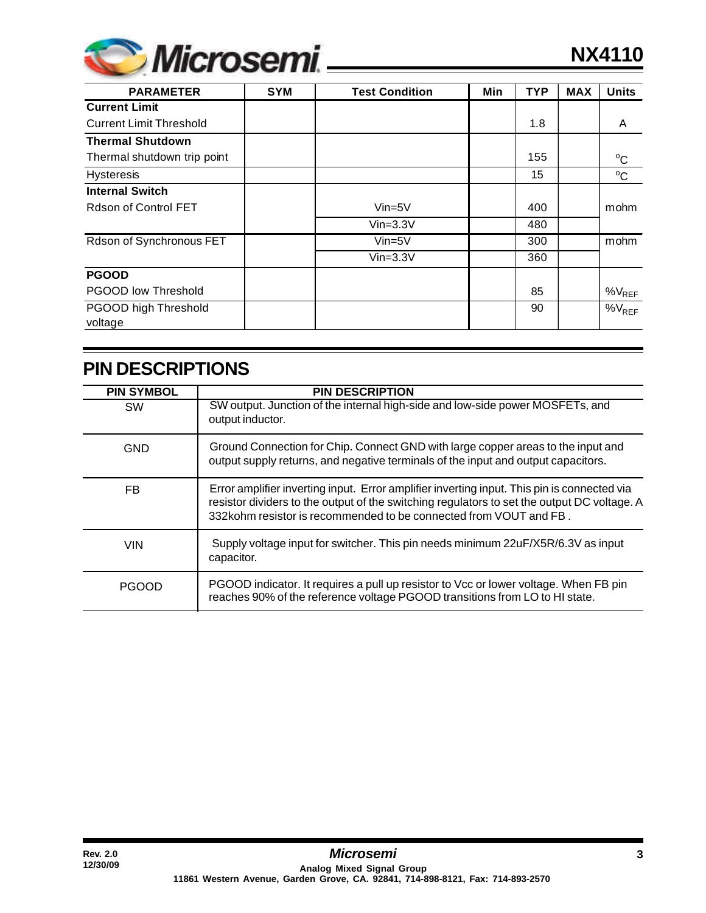| PARAMETER | SYM | Test Condition | Min | TYP | MAX | Units |
|---|---|---|---|---|---|---|
| **Current Limit** | | | | | | |
| Current Limit Threshold | | | | 1.8 | | A |
| **Thermal Shutdown** | | | | | | |
| Thermal shutdown trip point | | | | 155 | | $^oC$ |
| Hysteresis | | | | 15 | | $^oC$ |
| **Internal Switch** | | | | | | |
| Rdson of Control FET | | Vin=5V | | 400 | | mohm |
| | | Vin=3.3V | | 480 | | |
| Rdson of Synchronous FET | | Vin=5V | | 300 | | mohm |
| | | Vin=3.3V | | 360 | | |
| **PGOOD** | | | | | | |
| PGOOD low Threshold | | | | 85 | | $\%V_{REF}$ |
| PGOOD high Threshold voltage | | | | 90 | | $\%V_{REF}$ |

# PIN DESCRIPTIONS

| PIN SYMBOL | PIN DESCRIPTION |
|---|---|
| SW | SW output. Junction of the internal high-side and low-side power MOSFETs, and output inductor. |
| GND | Ground Connection for Chip. Connect GND with large copper areas to the input and output supply returns, and negative terminals of the input and output capacitors. |
| FB | Error amplifier inverting input. Error amplifier inverting input. This pin is connected via resistor dividers to the output of the switching regulators to set the output DC voltage. A 332kohm resistor is recommended to be connected from VOUT and FB . |
| VIN | Supply voltage input for switcher. This pin needs minimum 22uF/X5R/6.3V as input capacitor. |
| PGOOD | PGOOD indicator. It requires a pull up resistor to Vcc or lower voltage. When FB pin reaches 90% of the reference voltage PGOOD transitions from LO to HI state. |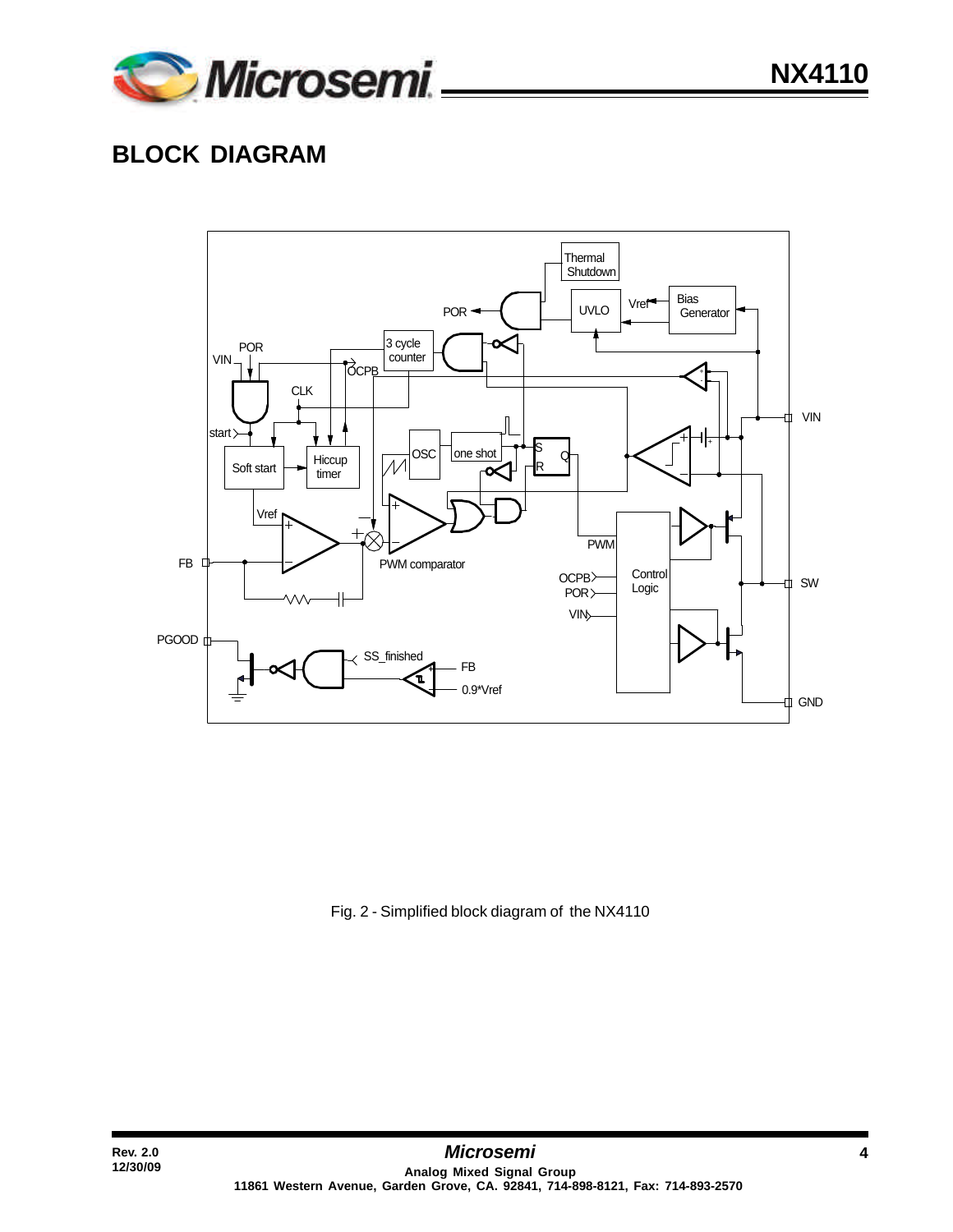## BLOCK DIAGRAM

Fig. 2 - Simplified block diagram of the NX4110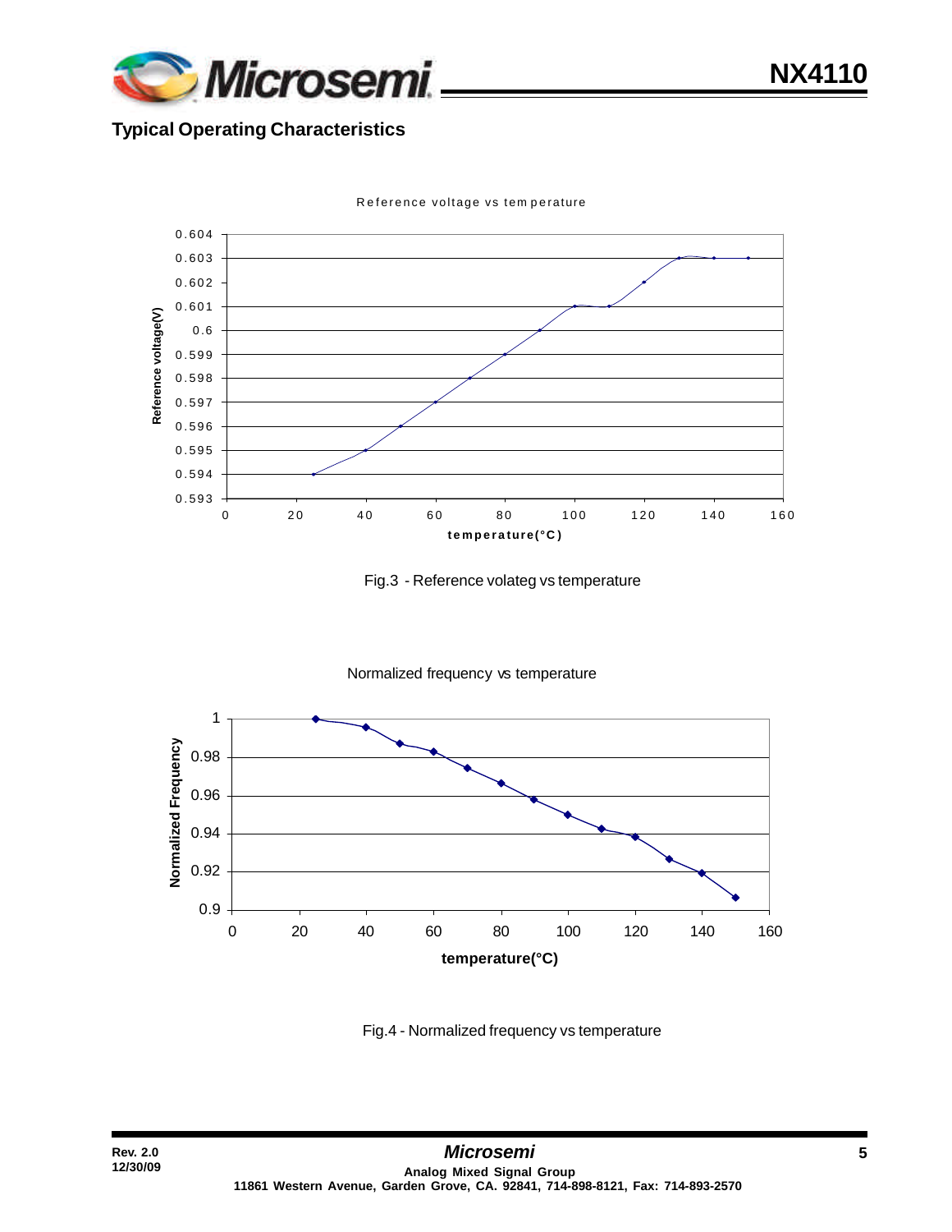## Typical Operating Characteristics

Fig.3 - Reference volateg vs temperature

Fig.4 - Normalized frequency vs temperature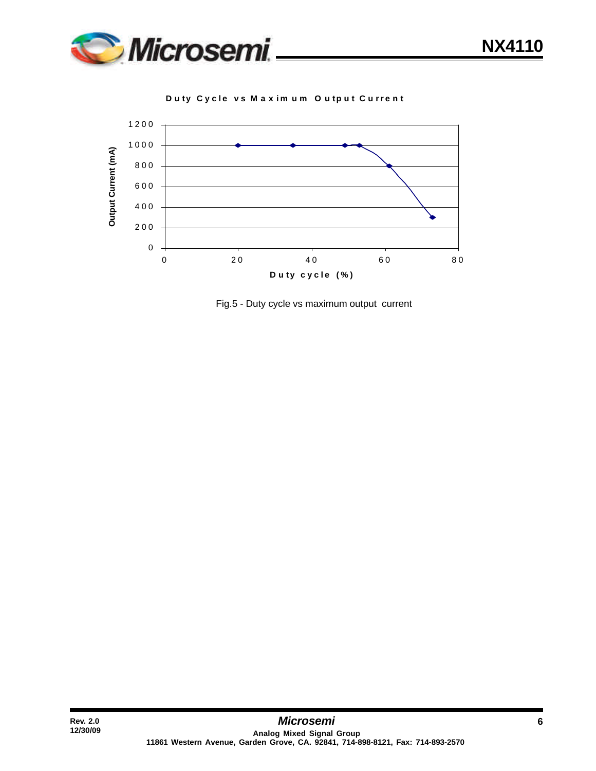**Duty Cycle vs Maximum Output Current**

Fig.5 - Duty cycle vs maximum output current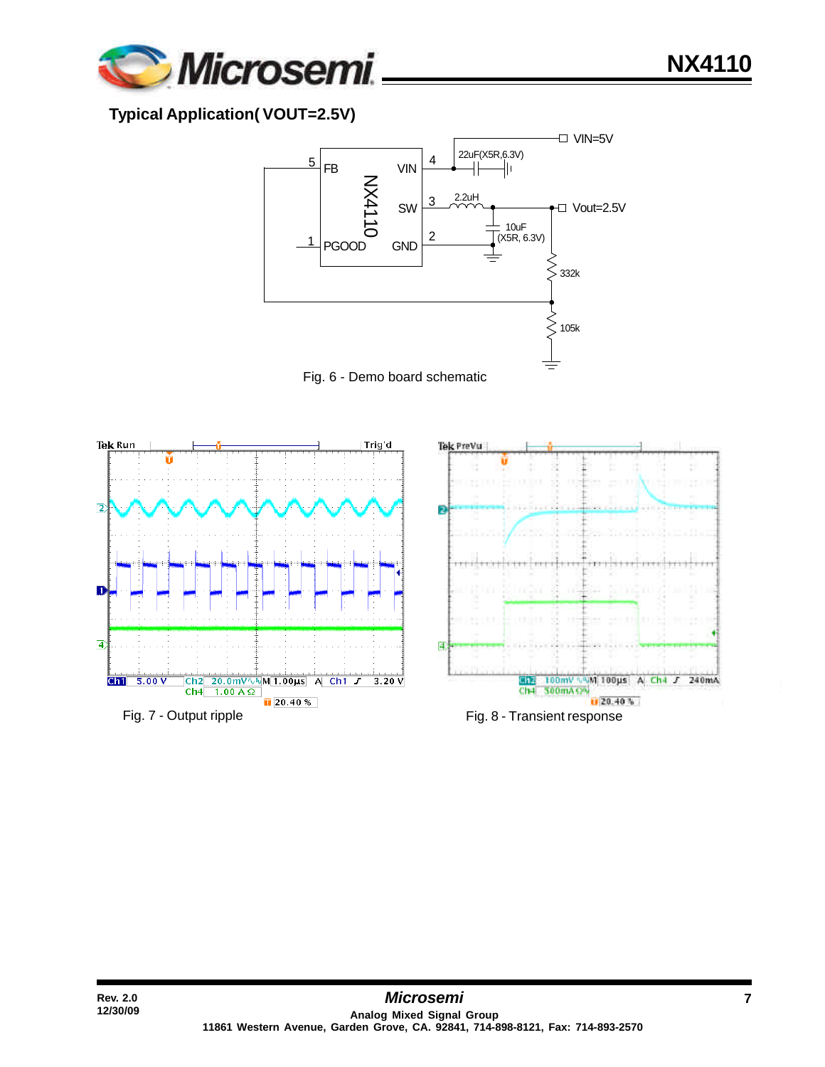## Typical Application( VOUT=2.5V)

Fig. 6 - Demo board schematic

Fig. 7 - Output ripple

Fig. 8 - Transient response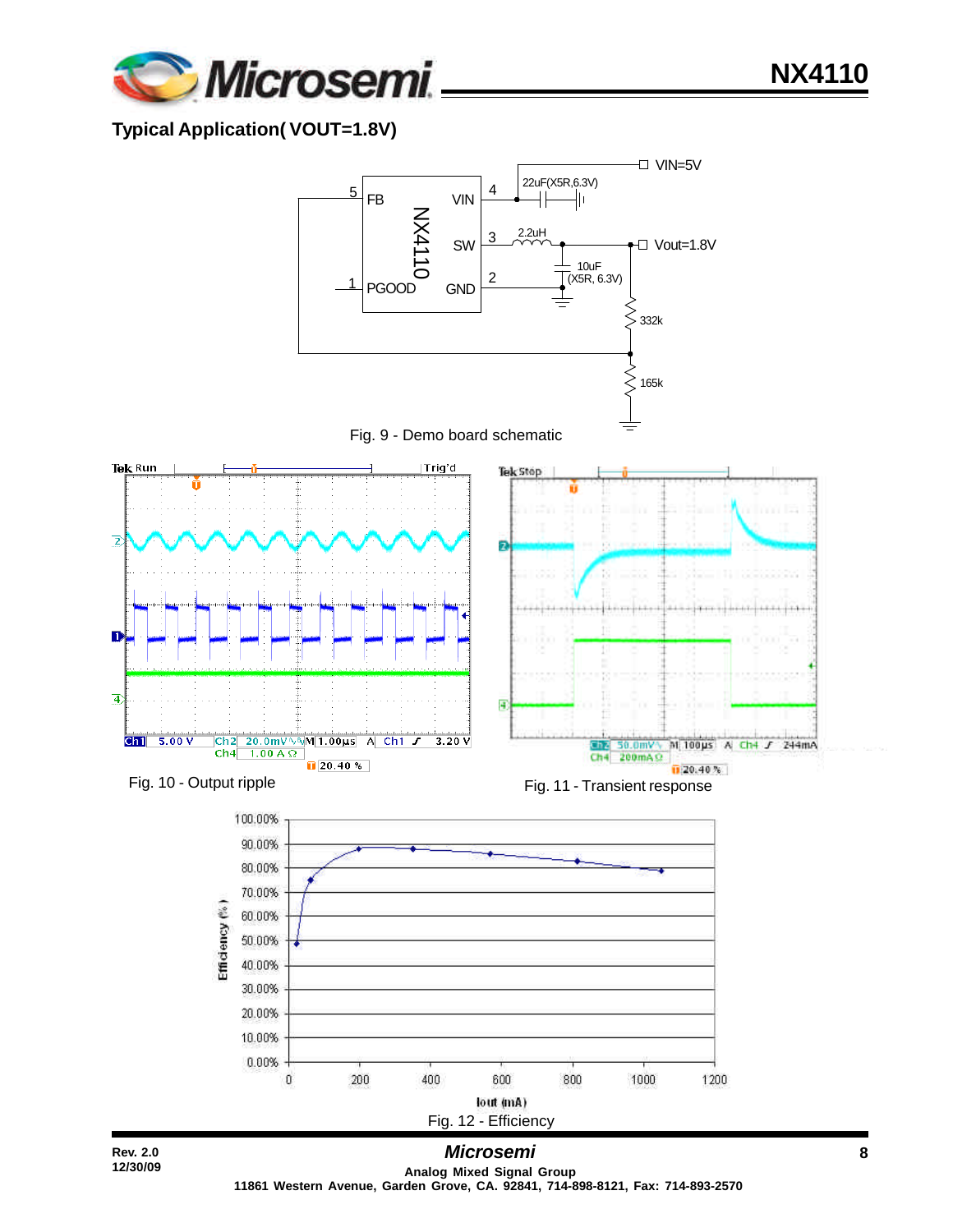## Typical Application( VOUT=1.8V)

Fig. 9 - Demo board schematic

Fig. 10 - Output ripple

Fig. 11 - Transient response

Fig. 12 - Efficiency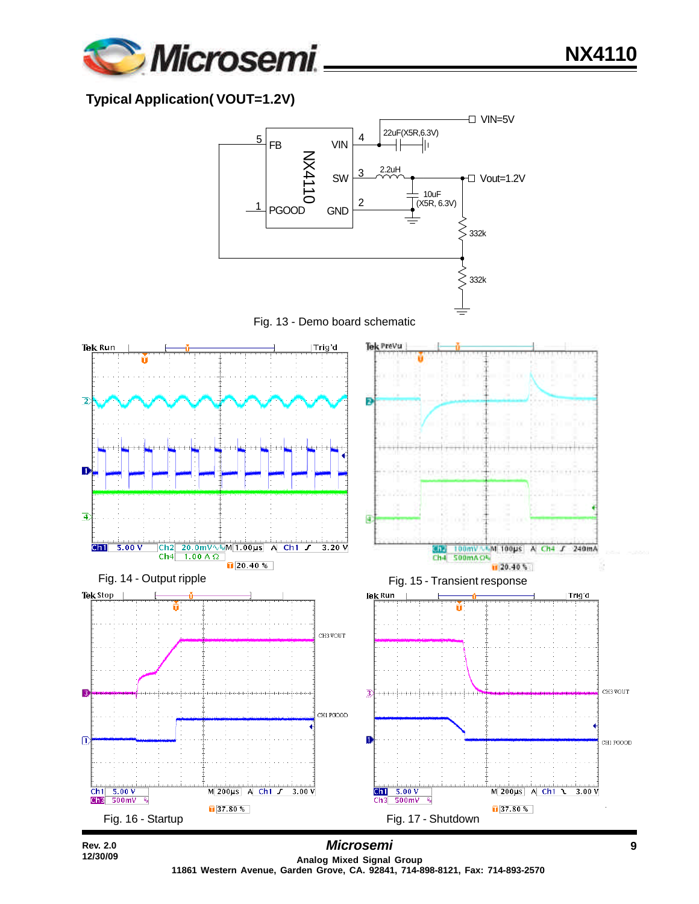## Typical Application( VOUT=1.2V)

Fig. 13 - Demo board schematic

Fig. 14 - Output ripple

Fig. 15 - Transient response

Fig. 16 - Startup

Fig. 17 - Shutdown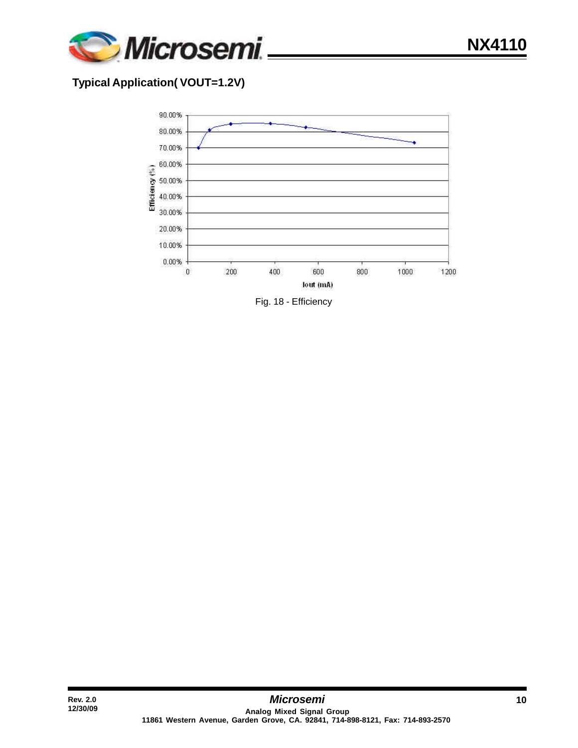## Typical Application( VOUT=1.2V)

Fig. 18 - Efficiency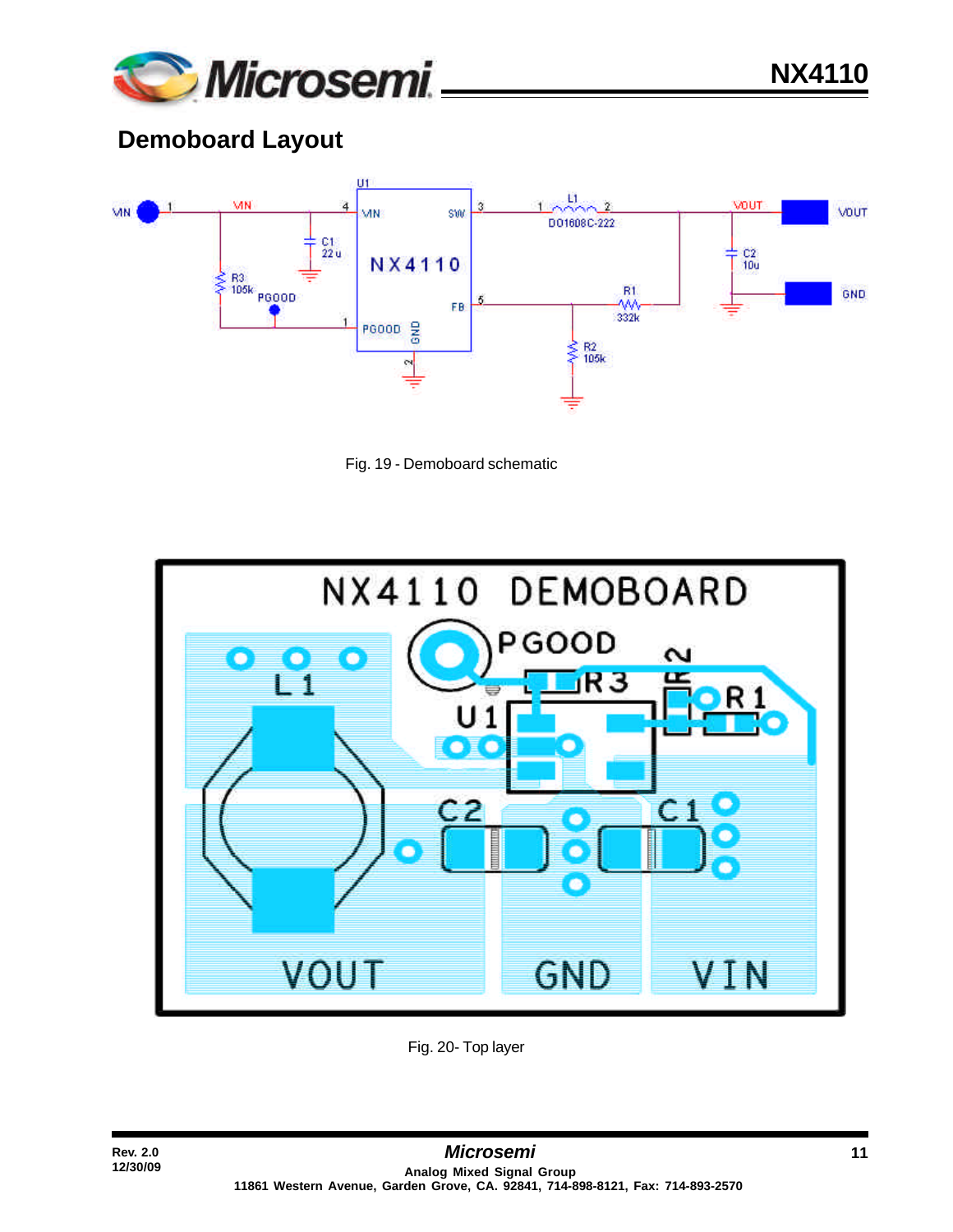## Demoboard Layout

Fig. 19 - Demoboard schematic

Fig. 20- Top layer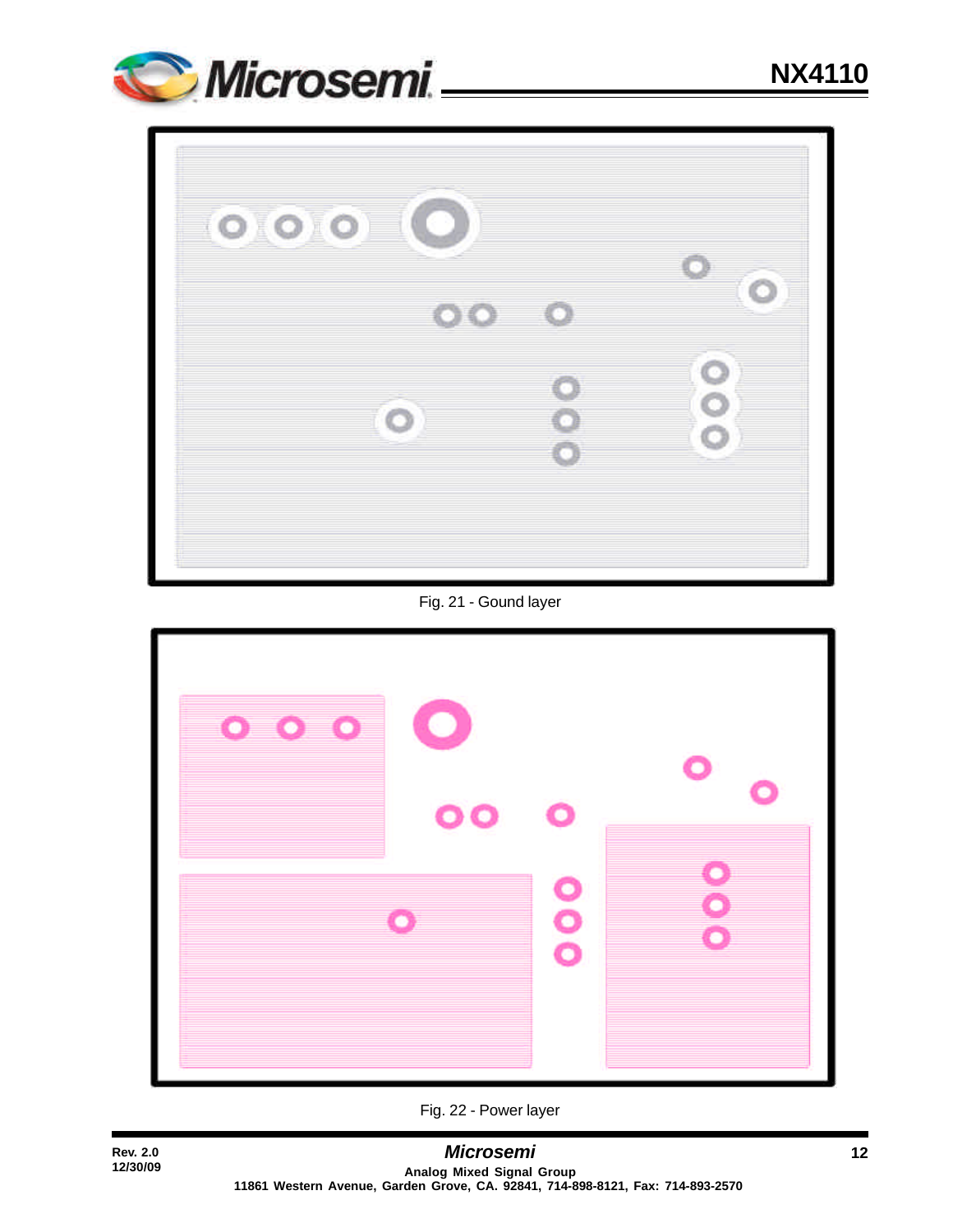Fig. 21 - Gound layer

Fig. 22 - Power layer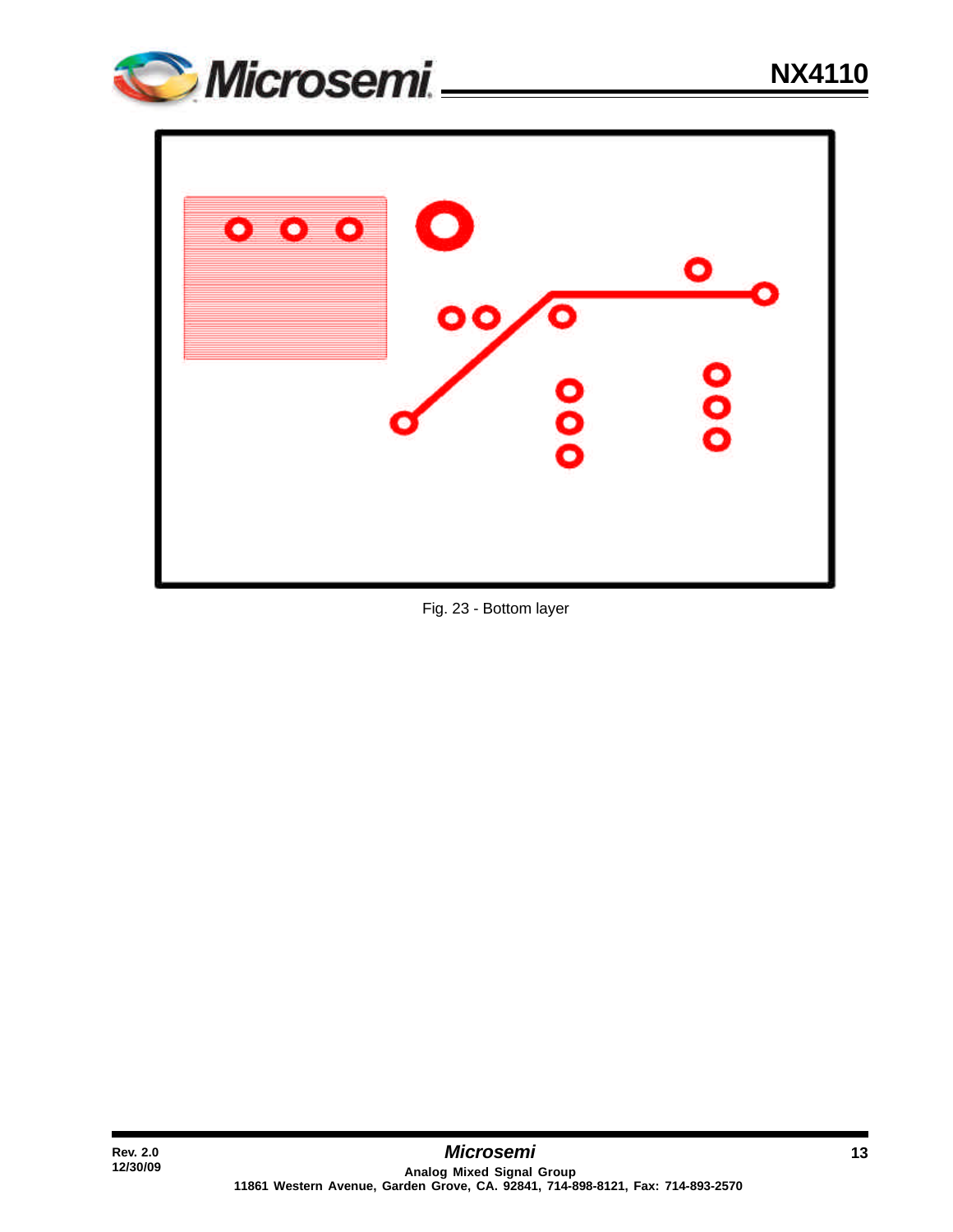Fig. 23 - Bottom layer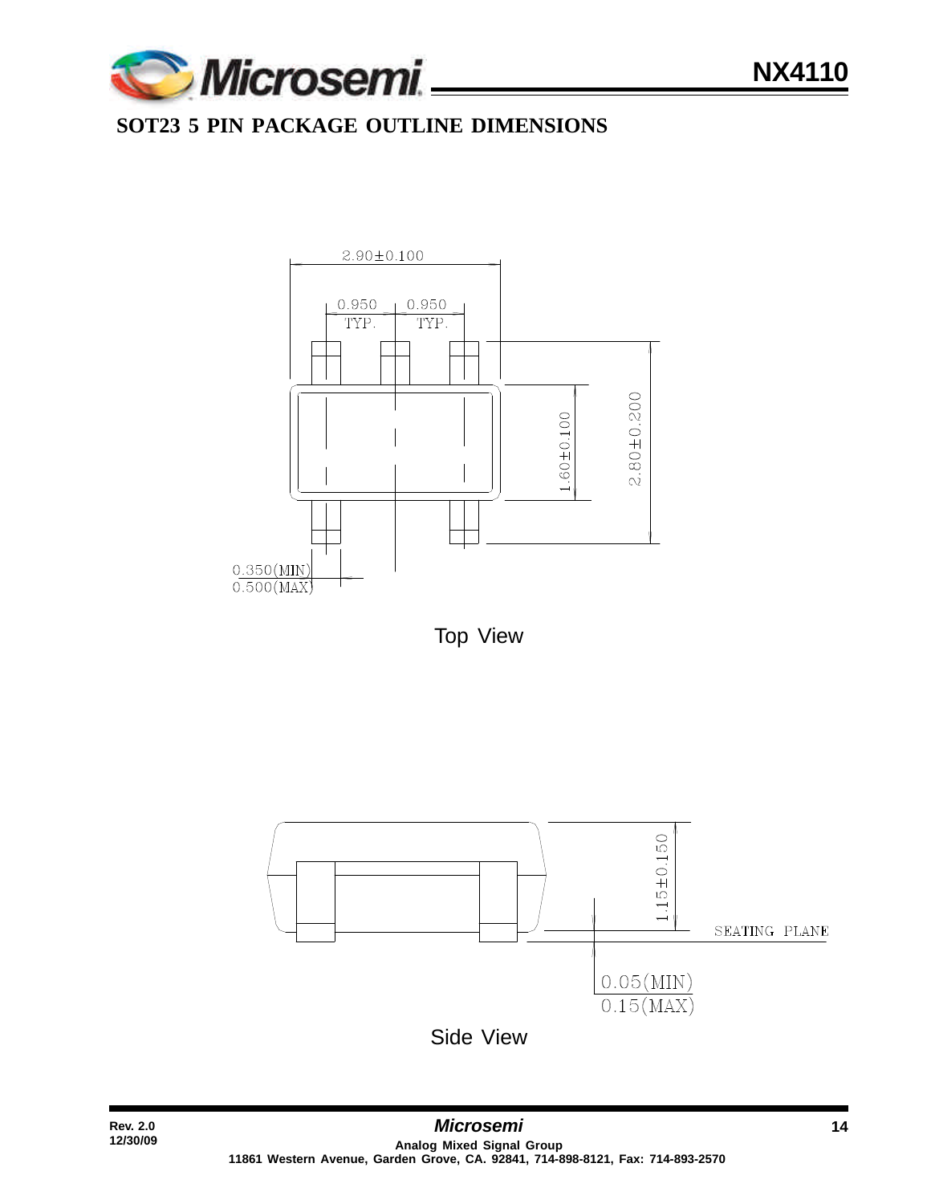## SOT23 5 PIN PACKAGE OUTLINE DIMENSIONS

2.90±0.100

0.950 TYP.

0.950 TYP.

1.60±0.100

2.80±0.200

0.350(MIN)

0.500(MAX)

Top View

1.15±0.150

SEATING PLANE

0.05(MIN)

0.15(MAX)

Side View